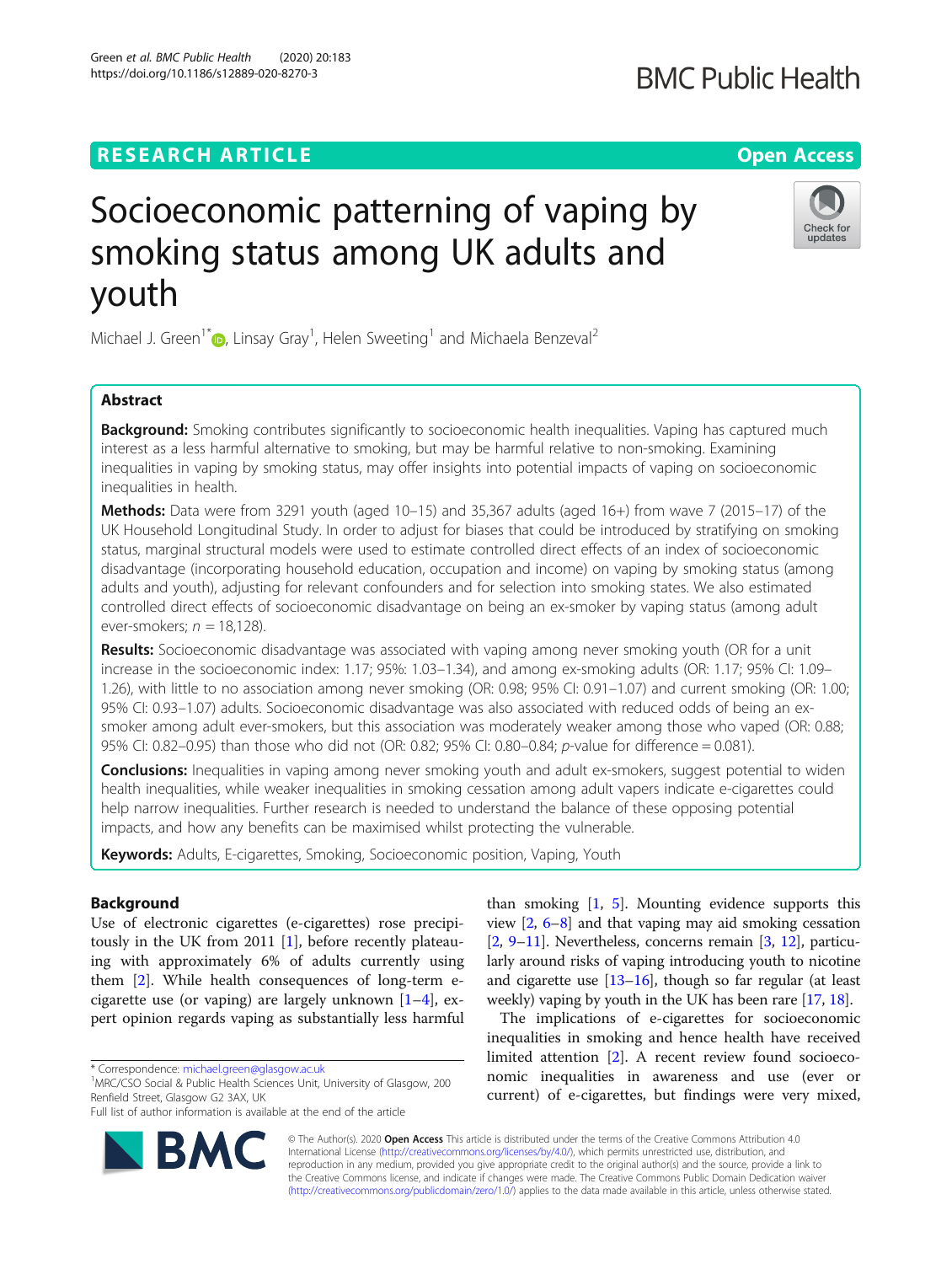# Socioeconomic patterning of vaping by smoking status among UK adults and youth

Michael J. Green[1*], Linsay Gray[1], Helen Sweeting[1] and Michaela Benzeval[2]

## Abstract

**Background:** Smoking contributes significantly to socioeconomic health inequalities. Vaping has captured much interest as a less harmful alternative to smoking, but may be harmful relative to non-smoking. Examining inequalities in vaping by smoking status, may offer insights into potential impacts of vaping on socioeconomic inequalities in health.

**Methods:** Data were from 3291 youth (aged 10–15) and 35,367 adults (aged 16+) from wave 7 (2015–17) of the UK Household Longitudinal Study. In order to adjust for biases that could be introduced by stratifying on smoking status, marginal structural models were used to estimate controlled direct effects of an index of socioeconomic disadvantage (incorporating household education, occupation and income) on vaping by smoking status (among adults and youth), adjusting for relevant confounders and for selection into smoking states. We also estimated controlled direct effects of socioeconomic disadvantage on being an ex-smoker by vaping status (among adult ever-smokers; $n = 18,128$).

**Results:** Socioeconomic disadvantage was associated with vaping among never smoking youth (OR for a unit increase in the socioeconomic index: 1.17; 95%: 1.03–1.34), and among ex-smoking adults (OR: 1.17; 95% CI: 1.09–1.26), with little to no association among never smoking (OR: 0.98; 95% CI: 0.91–1.07) and current smoking (OR: 1.00; 95% CI: 0.93–1.07) adults. Socioeconomic disadvantage was also associated with reduced odds of being an ex-smoker among adult ever-smokers, but this association was moderately weaker among those who vaped (OR: 0.88; 95% CI: 0.82–0.95) than those who did not (OR: 0.82; 95% CI: 0.80–0.84; $p$-value for difference = 0.081).

**Conclusions:** Inequalities in vaping among never smoking youth and adult ex-smokers, suggest potential to widen health inequalities, while weaker inequalities in smoking cessation among adult vapers indicate e-cigarettes could help narrow inequalities. Further research is needed to understand the balance of these opposing potential impacts, and how any benefits can be maximised whilst protecting the vulnerable.

**Keywords:** Adults, E-cigarettes, Smoking, Socioeconomic position, Vaping, Youth

## Background

Use of electronic cigarettes (e-cigarettes) rose precipitously in the UK from 2011 [1], before recently plateauing with approximately 6% of adults currently using them [2]. While health consequences of long-term e-cigarette use (or vaping) are largely unknown [1–4], expert opinion regards vaping as substantially less harmful than smoking [1, 5]. Mounting evidence supports this view [2, 6–8] and that vaping may aid smoking cessation [2, 9–11]. Nevertheless, concerns remain [3, 12], particularly around risks of vaping introducing youth to nicotine and cigarette use [13–16], though so far regular (at least weekly) vaping by youth in the UK has been rare [17, 18].

The implications of e-cigarettes for socioeconomic inequalities in smoking and hence health have received limited attention [2]. A recent review found socioeconomic inequalities in awareness and use (ever or current) of e-cigarettes, but findings were very mixed,

* Correspondence: michael.green@glasgow.ac.uk
[1]MRC/CSO Social & Public Health Sciences Unit, University of Glasgow, 200 Renfield Street, Glasgow G2 3AX, UK
Full list of author information is available at the end of the article

© The Author(s). 2020 **Open Access** This article is distributed under the terms of the Creative Commons Attribution 4.0 International License (http://creativecommons.org/licenses/by/4.0/), which permits unrestricted use, distribution, and reproduction in any medium, provided you give appropriate credit to the original author(s) and the source, provide a link to the Creative Commons license, and indicate if changes were made. The Creative Commons Public Domain Dedication waiver (http://creativecommons.org/publicdomain/zero/1.0/) applies to the data made available in this article, unless otherwise stated.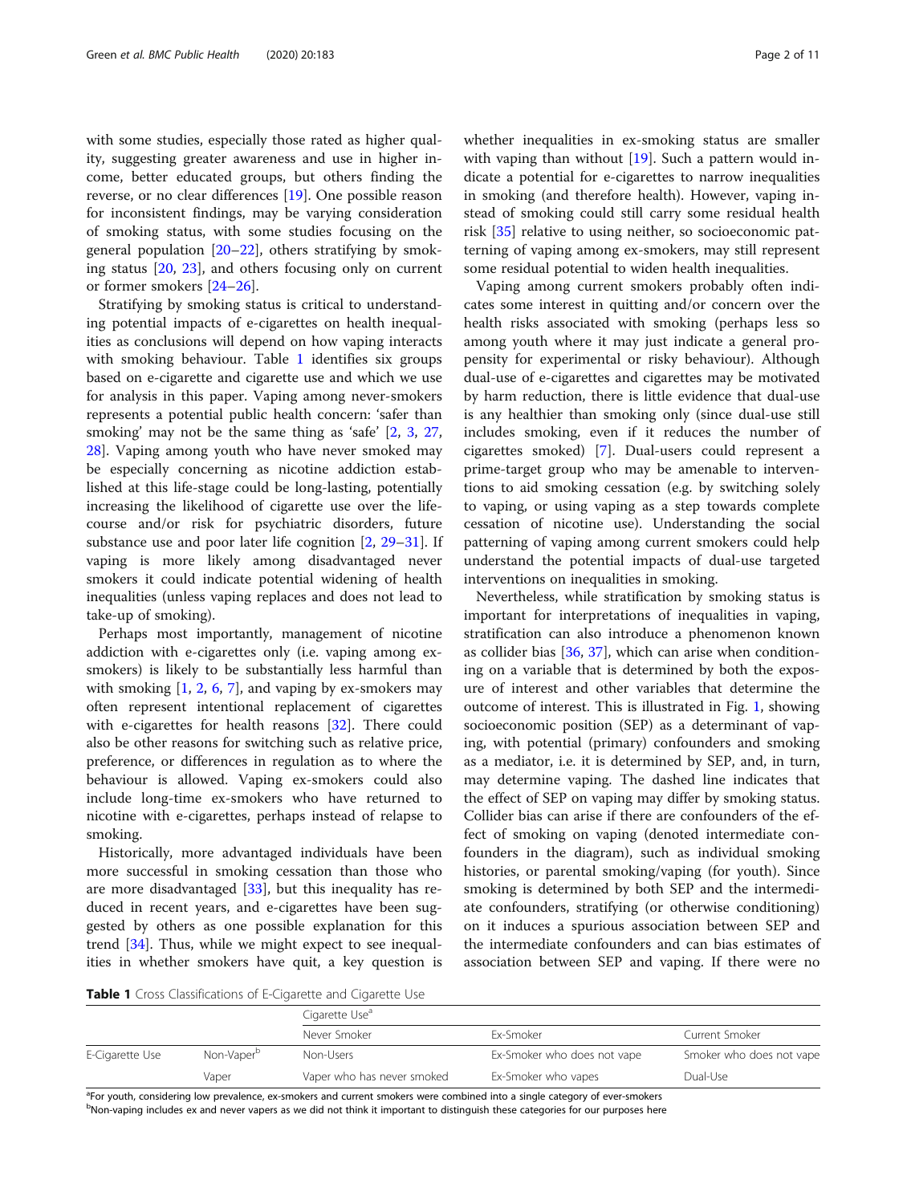with some studies, especially those rated as higher quality, suggesting greater awareness and use in higher income, better educated groups, but others finding the reverse, or no clear differences [19]. One possible reason for inconsistent findings, may be varying consideration of smoking status, with some studies focusing on the general population [20–22], others stratifying by smoking status [20, 23], and others focusing only on current or former smokers [24–26].

Stratifying by smoking status is critical to understanding potential impacts of e-cigarettes on health inequalities as conclusions will depend on how vaping interacts with smoking behaviour. Table 1 identifies six groups based on e-cigarette and cigarette use and which we use for analysis in this paper. Vaping among never-smokers represents a potential public health concern: 'safer than smoking' may not be the same thing as 'safe' [2, 3, 27, 28]. Vaping among youth who have never smoked may be especially concerning as nicotine addiction established at this life-stage could be long-lasting, potentially increasing the likelihood of cigarette use over the life-course and/or risk for psychiatric disorders, future substance use and poor later life cognition [2, 29–31]. If vaping is more likely among disadvantaged never smokers it could indicate potential widening of health inequalities (unless vaping replaces and does not lead to take-up of smoking).

Perhaps most importantly, management of nicotine addiction with e-cigarettes only (i.e. vaping among ex-smokers) is likely to be substantially less harmful than with smoking [1, 2, 6, 7], and vaping by ex-smokers may often represent intentional replacement of cigarettes with e-cigarettes for health reasons [32]. There could also be other reasons for switching such as relative price, preference, or differences in regulation as to where the behaviour is allowed. Vaping ex-smokers could also include long-time ex-smokers who have returned to nicotine with e-cigarettes, perhaps instead of relapse to smoking.

Historically, more advantaged individuals have been more successful in smoking cessation than those who are more disadvantaged [33], but this inequality has reduced in recent years, and e-cigarettes have been suggested by others as one possible explanation for this trend [34]. Thus, while we might expect to see inequalities in whether smokers have quit, a key question is whether inequalities in ex-smoking status are smaller with vaping than without [19]. Such a pattern would indicate a potential for e-cigarettes to narrow inequalities in smoking (and therefore health). However, vaping instead of smoking could still carry some residual health risk [35] relative to using neither, so socioeconomic patterning of vaping among ex-smokers, may still represent some residual potential to widen health inequalities.

Vaping among current smokers probably often indicates some interest in quitting and/or concern over the health risks associated with smoking (perhaps less so among youth where it may just indicate a general propensity for experimental or risky behaviour). Although dual-use of e-cigarettes and cigarettes may be motivated by harm reduction, there is little evidence that dual-use is any healthier than smoking only (since dual-use still includes smoking, even if it reduces the number of cigarettes smoked) [7]. Dual-users could represent a prime-target group who may be amenable to interventions to aid smoking cessation (e.g. by switching solely to vaping, or using vaping as a step towards complete cessation of nicotine use). Understanding the social patterning of vaping among current smokers could help understand the potential impacts of dual-use targeted interventions on inequalities in smoking.

Nevertheless, while stratification by smoking status is important for interpretations of inequalities in vaping, stratification can also introduce a phenomenon known as collider bias [36, 37], which can arise when conditioning on a variable that is determined by both the exposure of interest and other variables that determine the outcome of interest. This is illustrated in Fig. 1, showing socioeconomic position (SEP) as a determinant of vaping, with potential (primary) confounders and smoking as a mediator, i.e. it is determined by SEP, and, in turn, may determine vaping. The dashed line indicates that the effect of SEP on vaping may differ by smoking status. Collider bias can arise if there are confounders of the effect of smoking on vaping (denoted intermediate confounders in the diagram), such as individual smoking histories, or parental smoking/vaping (for youth). Since smoking is determined by both SEP and the intermediate confounders, stratifying (or otherwise conditioning) on it induces a spurious association between SEP and the intermediate confounders and can bias estimates of association between SEP and vaping. If there were no

**Table 1** Cross Classifications of E-Cigarette and Cigarette Use

| | | Cigarette Use[a] | | |
|---|---|---|---|---|
| | | Never Smoker | Ex-Smoker | Current Smoker |
| E-Cigarette Use | Non-Vaper[b] | Non-Users | Ex-Smoker who does not vape | Smoker who does not vape |
| | Vaper | Vaper who has never smoked | Ex-Smoker who vapes | Dual-Use |

[a]For youth, considering low prevalence, ex-smokers and current smokers were combined into a single category of ever-smokers
[b]Non-vaping includes ex and never vapers as we did not think it important to distinguish these categories for our purposes here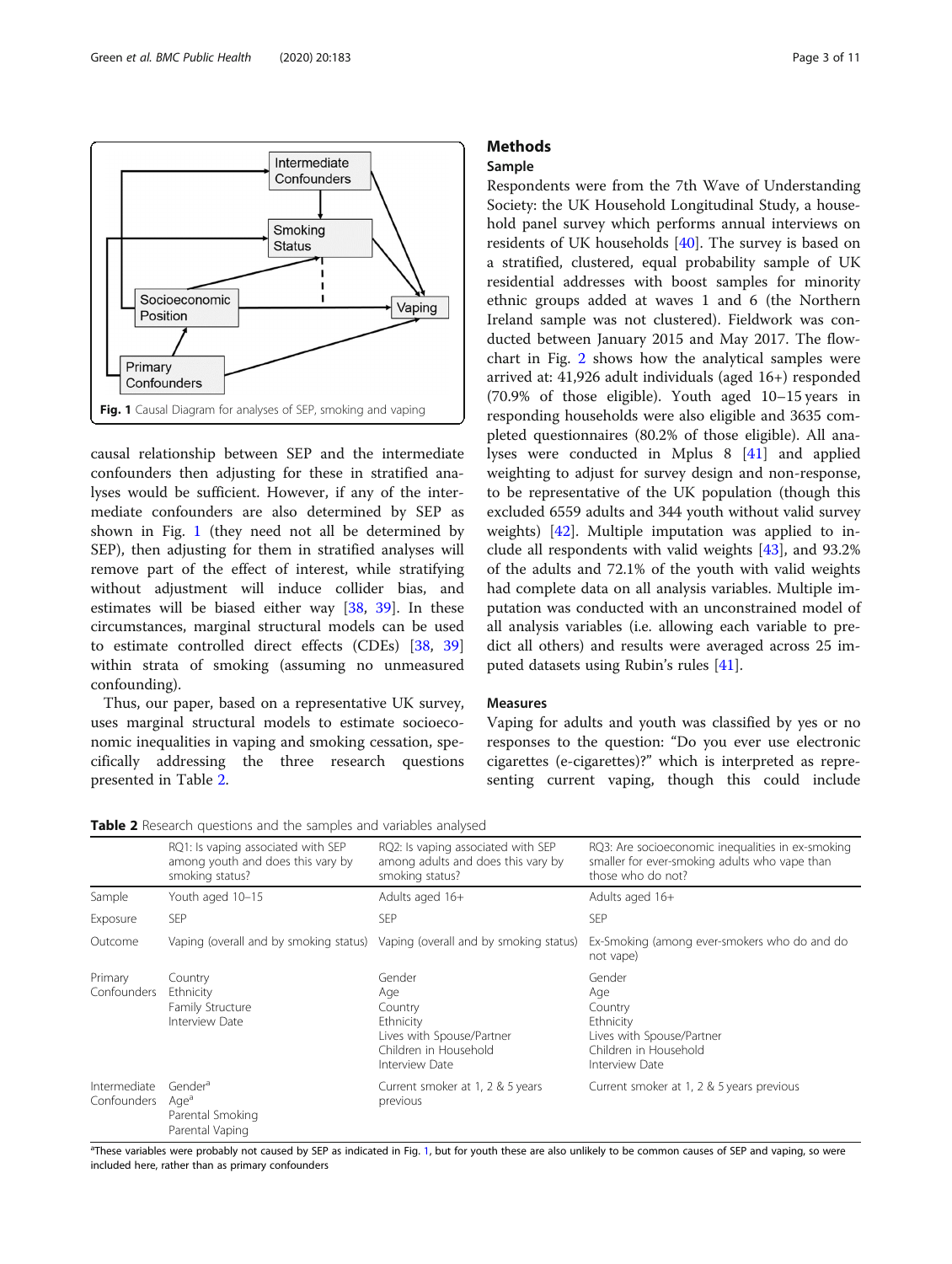Fig. 1 Causal Diagram for analyses of SEP, smoking and vaping

causal relationship between SEP and the intermediate confounders then adjusting for these in stratified analyses would be sufficient. However, if any of the intermediate confounders are also determined by SEP as shown in Fig. 1 (they need not all be determined by SEP), then adjusting for them in stratified analyses will remove part of the effect of interest, while stratifying without adjustment will induce collider bias, and estimates will be biased either way [38, 39]. In these circumstances, marginal structural models can be used to estimate controlled direct effects (CDEs) [38, 39] within strata of smoking (assuming no unmeasured confounding).

Thus, our paper, based on a representative UK survey, uses marginal structural models to estimate socioeconomic inequalities in vaping and smoking cessation, specifically addressing the three research questions presented in Table 2.

## Methods

### Sample

Respondents were from the 7th Wave of Understanding Society: the UK Household Longitudinal Study, a household panel survey which performs annual interviews on residents of UK households [40]. The survey is based on a stratified, clustered, equal probability sample of UK residential addresses with boost samples for minority ethnic groups added at waves 1 and 6 (the Northern Ireland sample was not clustered). Fieldwork was conducted between January 2015 and May 2017. The flowchart in Fig. 2 shows how the analytical samples were arrived at: 41,926 adult individuals (aged 16+) responded (70.9% of those eligible). Youth aged 10–15 years in responding households were also eligible and 3635 completed questionnaires (80.2% of those eligible). All analyses were conducted in Mplus 8 [41] and applied weighting to adjust for survey design and non-response, to be representative of the UK population (though this excluded 6559 adults and 344 youth without valid survey weights) [42]. Multiple imputation was applied to include all respondents with valid weights [43], and 93.2% of the adults and 72.1% of the youth with valid weights had complete data on all analysis variables. Multiple imputation was conducted with an unconstrained model of all analysis variables (i.e. allowing each variable to predict all others) and results were averaged across 25 imputed datasets using Rubin's rules [41].

### Measures

Vaping for adults and youth was classified by yes or no responses to the question: "Do you ever use electronic cigarettes (e-cigarettes)?" which is interpreted as representing current vaping, though this could include

**Table 2** Research questions and the samples and variables analysed

| | RQ1: Is vaping associated with SEP among youth and does this vary by smoking status? | RQ2: Is vaping associated with SEP among adults and does this vary by smoking status? | RQ3: Are socioeconomic inequalities in ex-smoking smaller for ever-smoking adults who vape than those who do not? |
|---|---|---|---|
| Sample | Youth aged 10–15 | Adults aged 16+ | Adults aged 16+ |
| Exposure | SEP | SEP | SEP |
| Outcome | Vaping (overall and by smoking status) | Vaping (overall and by smoking status) | Ex-Smoking (among ever-smokers who do and do not vape) |
| Primary Confounders | Country<br>Ethnicity<br>Family Structure<br>Interview Date | Gender<br>Age<br>Country<br>Ethnicity<br>Lives with Spouse/Partner<br>Children in Household<br>Interview Date | Gender<br>Age<br>Country<br>Ethnicity<br>Lives with Spouse/Partner<br>Children in Household<br>Interview Date |
| Intermediate Confounders | Gender[a]<br>Age[a]<br>Parental Smoking<br>Parental Vaping | Current smoker at 1, 2 & 5 years previous | Current smoker at 1, 2 & 5 years previous |

[a]These variables were probably not caused by SEP as indicated in Fig. 1, but for youth these are also unlikely to be common causes of SEP and vaping, so were included here, rather than as primary confounders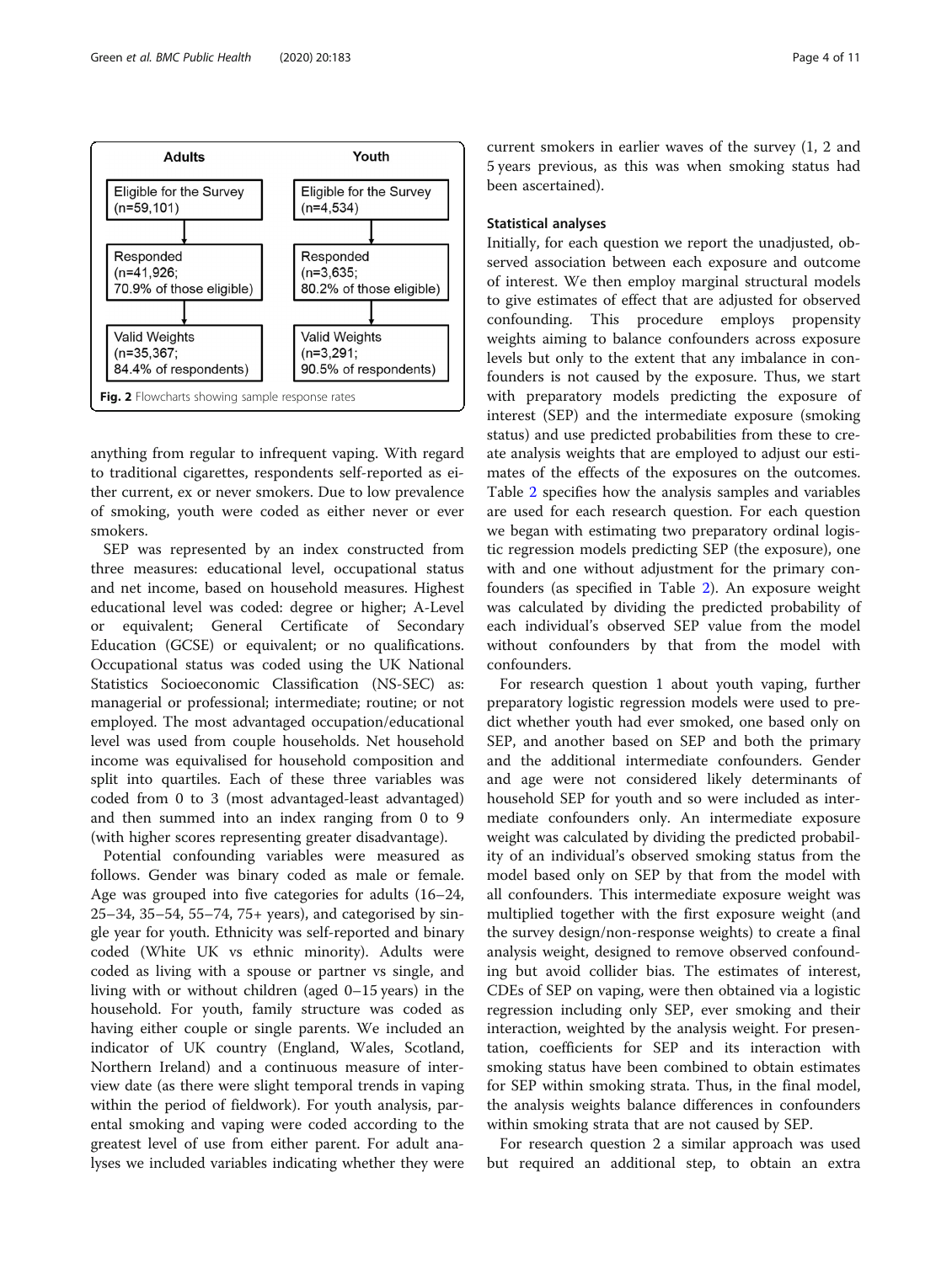| Adults | Youth |
| --- | --- |
| Eligible for the Survey (n=59,101) | Eligible for the Survey (n=4,534) |
| Responded (n=41,926; 70.9% of those eligible) | Responded (n=3,635; 80.2% of those eligible) |
| Valid Weights (n=35,367; 84.4% of respondents) | Valid Weights (n=3,291; 90.5% of respondents) |

**Fig. 2** Flowcharts showing sample response rates

anything from regular to infrequent vaping. With regard to traditional cigarettes, respondents self-reported as either current, ex or never smokers. Due to low prevalence of smoking, youth were coded as either never or ever smokers.

SEP was represented by an index constructed from three measures: educational level, occupational status and net income, based on household measures. Highest educational level was coded: degree or higher; A-Level or equivalent; General Certificate of Secondary Education (GCSE) or equivalent; or no qualifications. Occupational status was coded using the UK National Statistics Socioeconomic Classification (NS-SEC) as: managerial or professional; intermediate; routine; or not employed. The most advantaged occupation/educational level was used from couple households. Net household income was equivalised for household composition and split into quartiles. Each of these three variables was coded from 0 to 3 (most advantaged-least advantaged) and then summed into an index ranging from 0 to 9 (with higher scores representing greater disadvantage).

Potential confounding variables were measured as follows. Gender was binary coded as male or female. Age was grouped into five categories for adults (16–24, 25–34, 35–54, 55–74, 75+ years), and categorised by single year for youth. Ethnicity was self-reported and binary coded (White UK vs ethnic minority). Adults were coded as living with a spouse or partner vs single, and living with or without children (aged 0–15 years) in the household. For youth, family structure was coded as having either couple or single parents. We included an indicator of UK country (England, Wales, Scotland, Northern Ireland) and a continuous measure of interview date (as there were slight temporal trends in vaping within the period of fieldwork). For youth analysis, parental smoking and vaping were coded according to the greatest level of use from either parent. For adult analyses we included variables indicating whether they were current smokers in earlier waves of the survey (1, 2 and 5 years previous, as this was when smoking status had been ascertained).

### Statistical analyses

Initially, for each question we report the unadjusted, observed association between each exposure and outcome of interest. We then employ marginal structural models to give estimates of effect that are adjusted for observed confounding. This procedure employs propensity weights aiming to balance confounders across exposure levels but only to the extent that any imbalance in confounders is not caused by the exposure. Thus, we start with preparatory models predicting the exposure of interest (SEP) and the intermediate exposure (smoking status) and use predicted probabilities from these to create analysis weights that are employed to adjust our estimates of the effects of the exposures on the outcomes. Table 2 specifies how the analysis samples and variables are used for each research question. For each question we began with estimating two preparatory ordinal logistic regression models predicting SEP (the exposure), one with and one without adjustment for the primary confounders (as specified in Table 2). An exposure weight was calculated by dividing the predicted probability of each individual's observed SEP value from the model without confounders by that from the model with confounders.

For research question 1 about youth vaping, further preparatory logistic regression models were used to predict whether youth had ever smoked, one based only on SEP, and another based on SEP and both the primary and the additional intermediate confounders. Gender and age were not considered likely determinants of household SEP for youth and so were included as intermediate confounders only. An intermediate exposure weight was calculated by dividing the predicted probability of an individual's observed smoking status from the model based only on SEP by that from the model with all confounders. This intermediate exposure weight was multiplied together with the first exposure weight (and the survey design/non-response weights) to create a final analysis weight, designed to remove observed confounding but avoid collider bias. The estimates of interest, CDEs of SEP on vaping, were then obtained via a logistic regression including only SEP, ever smoking and their interaction, weighted by the analysis weight. For presentation, coefficients for SEP and its interaction with smoking status have been combined to obtain estimates for SEP within smoking strata. Thus, in the final model, the analysis weights balance differences in confounders within smoking strata that are not caused by SEP.

For research question 2 a similar approach was used but required an additional step, to obtain an extra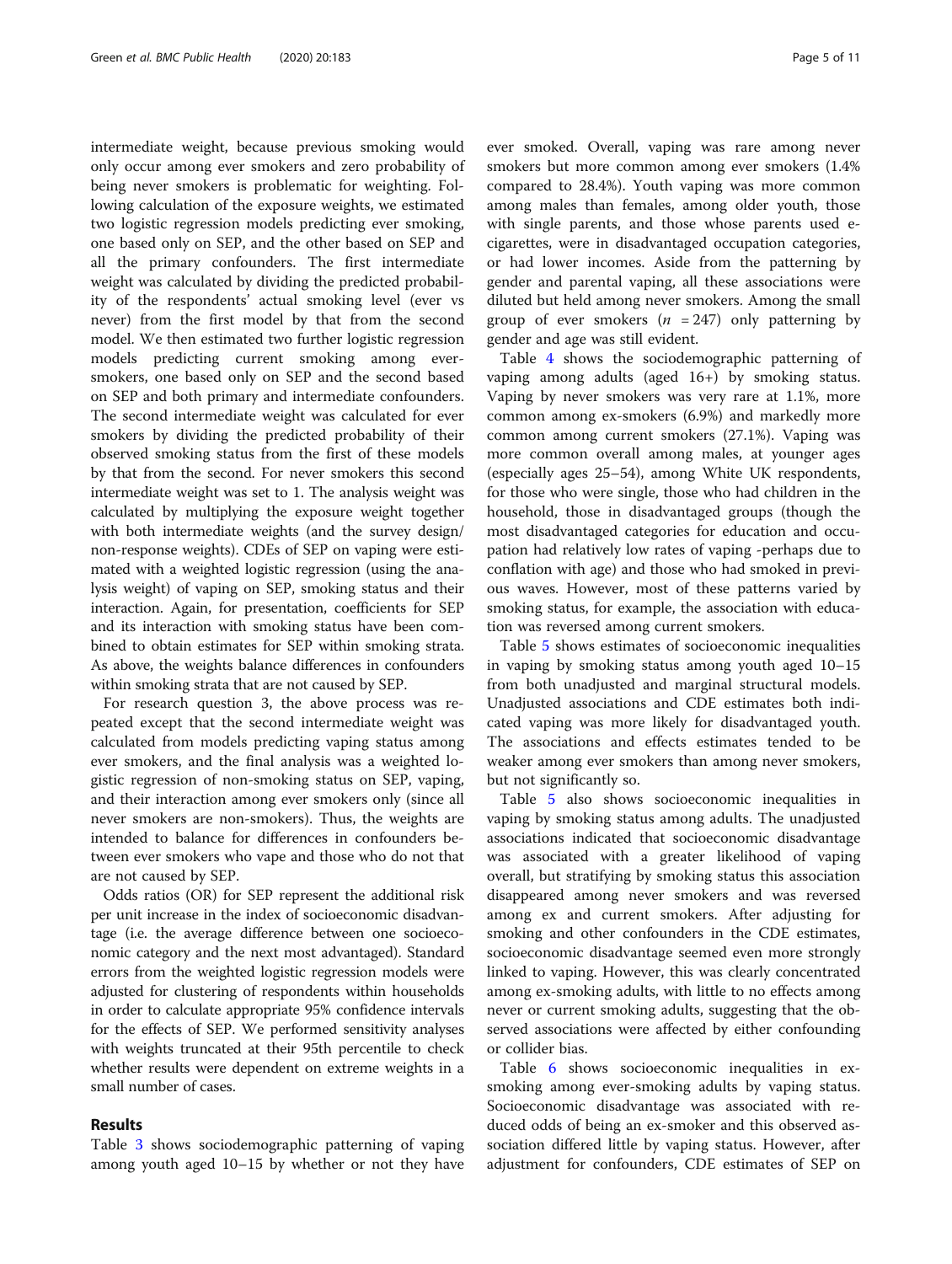intermediate weight, because previous smoking would only occur among ever smokers and zero probability of being never smokers is problematic for weighting. Following calculation of the exposure weights, we estimated two logistic regression models predicting ever smoking, one based only on SEP, and the other based on SEP and all the primary confounders. The first intermediate weight was calculated by dividing the predicted probability of the respondents' actual smoking level (ever vs never) from the first model by that from the second model. We then estimated two further logistic regression models predicting current smoking among ever-smokers, one based only on SEP and the second based on SEP and both primary and intermediate confounders. The second intermediate weight was calculated for ever smokers by dividing the predicted probability of their observed smoking status from the first of these models by that from the second. For never smokers this second intermediate weight was set to 1. The analysis weight was calculated by multiplying the exposure weight together with both intermediate weights (and the survey design/non-response weights). CDEs of SEP on vaping were estimated with a weighted logistic regression (using the analysis weight) of vaping on SEP, smoking status and their interaction. Again, for presentation, coefficients for SEP and its interaction with smoking status have been combined to obtain estimates for SEP within smoking strata. As above, the weights balance differences in confounders within smoking strata that are not caused by SEP.

For research question 3, the above process was repeated except that the second intermediate weight was calculated from models predicting vaping status among ever smokers, and the final analysis was a weighted logistic regression of non-smoking status on SEP, vaping, and their interaction among ever smokers only (since all never smokers are non-smokers). Thus, the weights are intended to balance for differences in confounders between ever smokers who vape and those who do not that are not caused by SEP.

Odds ratios (OR) for SEP represent the additional risk per unit increase in the index of socioeconomic disadvantage (i.e. the average difference between one socioeconomic category and the next most advantaged). Standard errors from the weighted logistic regression models were adjusted for clustering of respondents within households in order to calculate appropriate 95% confidence intervals for the effects of SEP. We performed sensitivity analyses with weights truncated at their 95th percentile to check whether results were dependent on extreme weights in a small number of cases.

## Results

Table 3 shows sociodemographic patterning of vaping among youth aged 10–15 by whether or not they have ever smoked. Overall, vaping was rare among never smokers but more common among ever smokers (1.4% compared to 28.4%). Youth vaping was more common among males than females, among older youth, those with single parents, and those whose parents used e-cigarettes, were in disadvantaged occupation categories, or had lower incomes. Aside from the patterning by gender and parental vaping, all these associations were diluted but held among never smokers. Among the small group of ever smokers ($n = 247$) only patterning by gender and age was still evident.

Table 4 shows the sociodemographic patterning of vaping among adults (aged 16+) by smoking status. Vaping by never smokers was very rare at 1.1%, more common among ex-smokers (6.9%) and markedly more common among current smokers (27.1%). Vaping was more common overall among males, at younger ages (especially ages 25–54), among White UK respondents, for those who were single, those who had children in the household, those in disadvantaged groups (though the most disadvantaged categories for education and occupation had relatively low rates of vaping -perhaps due to conflation with age) and those who had smoked in previous waves. However, most of these patterns varied by smoking status, for example, the association with education was reversed among current smokers.

Table 5 shows estimates of socioeconomic inequalities in vaping by smoking status among youth aged 10–15 from both unadjusted and marginal structural models. Unadjusted associations and CDE estimates both indicated vaping was more likely for disadvantaged youth. The associations and effects estimates tended to be weaker among ever smokers than among never smokers, but not significantly so.

Table 5 also shows socioeconomic inequalities in vaping by smoking status among adults. The unadjusted associations indicated that socioeconomic disadvantage was associated with a greater likelihood of vaping overall, but stratifying by smoking status this association disappeared among never smokers and was reversed among ex and current smokers. After adjusting for smoking and other confounders in the CDE estimates, socioeconomic disadvantage seemed even more strongly linked to vaping. However, this was clearly concentrated among ex-smoking adults, with little to no effects among never or current smoking adults, suggesting that the observed associations were affected by either confounding or collider bias.

Table 6 shows socioeconomic inequalities in ex-smoking among ever-smoking adults by vaping status. Socioeconomic disadvantage was associated with reduced odds of being an ex-smoker and this observed association differed little by vaping status. However, after adjustment for confounders, CDE estimates of SEP on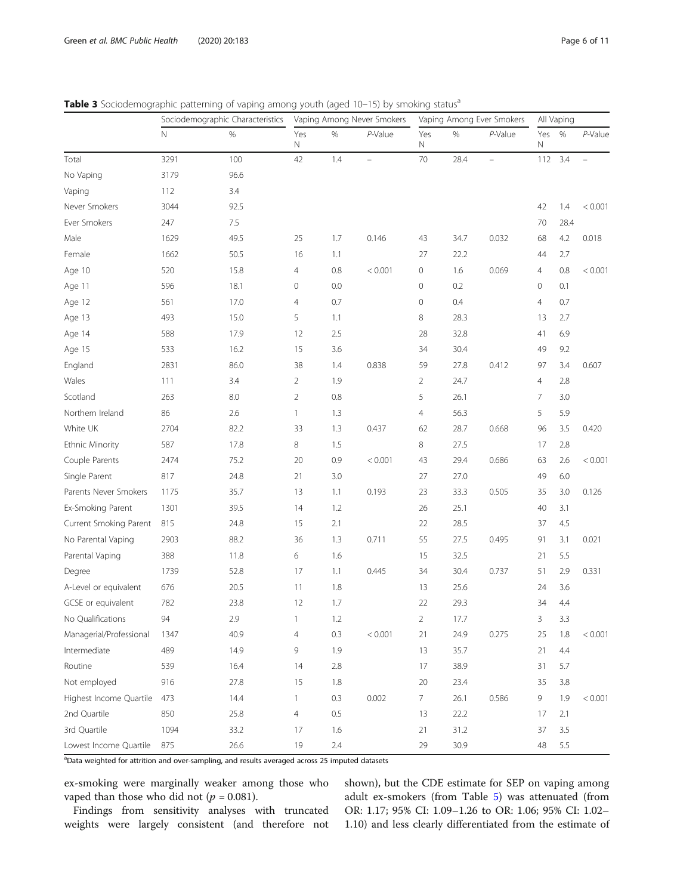**Table 3** Sociodemographic patterning of vaping among youth (aged 10–15) by smoking status[a]

| | Sociodemographic Characteristics | | Vaping Among Never Smokers | | | Vaping Among Ever Smokers | | | All Vaping | | |
|---|---|---|---|---|---|---|---|---|---|---|---|
| | N | % | Yes N | % | *P*-Value | Yes N | % | *P*-Value | Yes N | % | *P*-Value |
| Total | 3291 | 100 | 42 | 1.4 | – | 70 | 28.4 | – | 112 | 3.4 | – |
| No Vaping | 3179 | 96.6 | | | | | | | | | |
| Vaping | 112 | 3.4 | | | | | | | | | |
| Never Smokers | 3044 | 92.5 | | | | | | | 42 | 1.4 | < 0.001 |
| Ever Smokers | 247 | 7.5 | | | | | | | 70 | 28.4 | |
| Male | 1629 | 49.5 | 25 | 1.7 | 0.146 | 43 | 34.7 | 0.032 | 68 | 4.2 | 0.018 |
| Female | 1662 | 50.5 | 16 | 1.1 | | 27 | 22.2 | | 44 | 2.7 | |
| Age 10 | 520 | 15.8 | 4 | 0.8 | < 0.001 | 0 | 1.6 | 0.069 | 4 | 0.8 | < 0.001 |
| Age 11 | 596 | 18.1 | 0 | 0.0 | | 0 | 0.2 | | 0 | 0.1 | |
| Age 12 | 561 | 17.0 | 4 | 0.7 | | 0 | 0.4 | | 4 | 0.7 | |
| Age 13 | 493 | 15.0 | 5 | 1.1 | | 8 | 28.3 | | 13 | 2.7 | |
| Age 14 | 588 | 17.9 | 12 | 2.5 | | 28 | 32.8 | | 41 | 6.9 | |
| Age 15 | 533 | 16.2 | 15 | 3.6 | | 34 | 30.4 | | 49 | 9.2 | |
| England | 2831 | 86.0 | 38 | 1.4 | 0.838 | 59 | 27.8 | 0.412 | 97 | 3.4 | 0.607 |
| Wales | 111 | 3.4 | 2 | 1.9 | | 2 | 24.7 | | 4 | 2.8 | |
| Scotland | 263 | 8.0 | 2 | 0.8 | | 5 | 26.1 | | 7 | 3.0 | |
| Northern Ireland | 86 | 2.6 | 1 | 1.3 | | 4 | 56.3 | | 5 | 5.9 | |
| White UK | 2704 | 82.2 | 33 | 1.3 | 0.437 | 62 | 28.7 | 0.668 | 96 | 3.5 | 0.420 |
| Ethnic Minority | 587 | 17.8 | 8 | 1.5 | | 8 | 27.5 | | 17 | 2.8 | |
| Couple Parents | 2474 | 75.2 | 20 | 0.9 | < 0.001 | 43 | 29.4 | 0.686 | 63 | 2.6 | < 0.001 |
| Single Parent | 817 | 24.8 | 21 | 3.0 | | 27 | 27.0 | | 49 | 6.0 | |
| Parents Never Smokers | 1175 | 35.7 | 13 | 1.1 | 0.193 | 23 | 33.3 | 0.505 | 35 | 3.0 | 0.126 |
| Ex-Smoking Parent | 1301 | 39.5 | 14 | 1.2 | | 26 | 25.1 | | 40 | 3.1 | |
| Current Smoking Parent | 815 | 24.8 | 15 | 2.1 | | 22 | 28.5 | | 37 | 4.5 | |
| No Parental Vaping | 2903 | 88.2 | 36 | 1.3 | 0.711 | 55 | 27.5 | 0.495 | 91 | 3.1 | 0.021 |
| Parental Vaping | 388 | 11.8 | 6 | 1.6 | | 15 | 32.5 | | 21 | 5.5 | |
| Degree | 1739 | 52.8 | 17 | 1.1 | 0.445 | 34 | 30.4 | 0.737 | 51 | 2.9 | 0.331 |
| A-Level or equivalent | 676 | 20.5 | 11 | 1.8 | | 13 | 25.6 | | 24 | 3.6 | |
| GCSE or equivalent | 782 | 23.8 | 12 | 1.7 | | 22 | 29.3 | | 34 | 4.4 | |
| No Qualifications | 94 | 2.9 | 1 | 1.2 | | 2 | 17.7 | | 3 | 3.3 | |
| Managerial/Professional | 1347 | 40.9 | 4 | 0.3 | < 0.001 | 21 | 24.9 | 0.275 | 25 | 1.8 | < 0.001 |
| Intermediate | 489 | 14.9 | 9 | 1.9 | | 13 | 35.7 | | 21 | 4.4 | |
| Routine | 539 | 16.4 | 14 | 2.8 | | 17 | 38.9 | | 31 | 5.7 | |
| Not employed | 916 | 27.8 | 15 | 1.8 | | 20 | 23.4 | | 35 | 3.8 | |
| Highest Income Quartile | 473 | 14.4 | 1 | 0.3 | 0.002 | 7 | 26.1 | 0.586 | 9 | 1.9 | < 0.001 |
| 2nd Quartile | 850 | 25.8 | 4 | 0.5 | | 13 | 22.2 | | 17 | 2.1 | |
| 3rd Quartile | 1094 | 33.2 | 17 | 1.6 | | 21 | 31.2 | | 37 | 3.5 | |
| Lowest Income Quartile | 875 | 26.6 | 19 | 2.4 | | 29 | 30.9 | | 48 | 5.5 | |

[a]Data weighted for attrition and over-sampling, and results averaged across 25 imputed datasets

ex-smoking were marginally weaker among those who vaped than those who did not ($p = 0.081$).

Findings from sensitivity analyses with truncated weights were largely consistent (and therefore not shown), but the CDE estimate for SEP on vaping among adult ex-smokers (from Table 5) was attenuated (from OR: 1.17; 95% CI: 1.09–1.26 to OR: 1.06; 95% CI: 1.02–1.10) and less clearly differentiated from the estimate of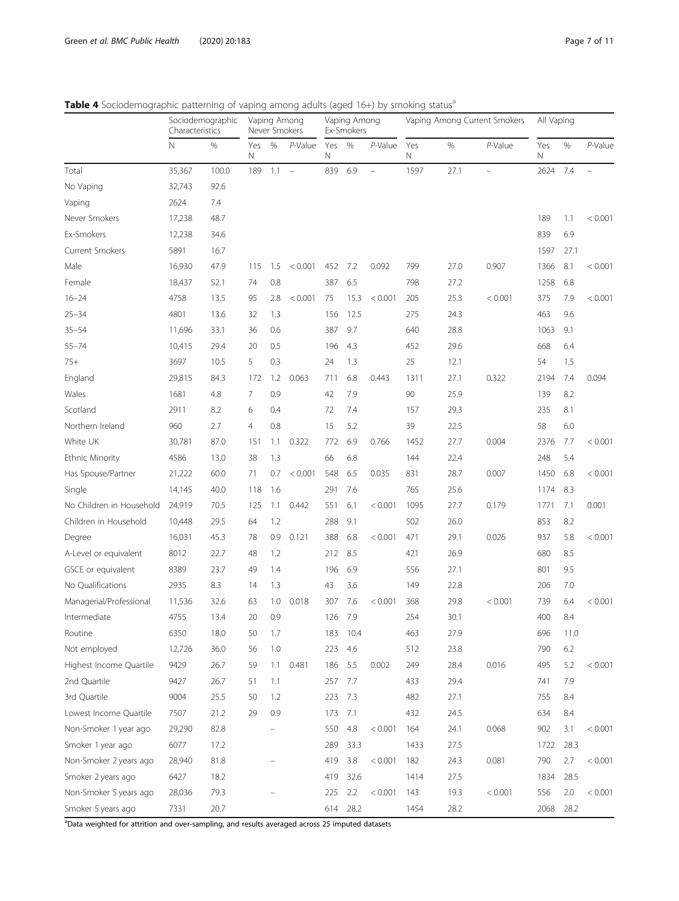**Table 4** Sociodemographic patterning of vaping among adults (aged 16+) by smoking status[a]

| | Sociodemographic Characteristics | | Vaping Among Never Smokers | | | Vaping Among Ex-Smokers | | | Vaping Among Current Smokers | | | All Vaping | | |
|---|---|---|---|---|---|---|---|---|---|---|---|---|---|---|
| | N | % | Yes N | % | *P*-Value | Yes N | % | *P*-Value | Yes N | % | *P*-Value | Yes N | % | *P*-Value |
| Total | 35,367 | 100.0 | 189 | 1.1 | – | 839 | 6.9 | – | 1597 | 27.1 | – | 2624 | 7.4 | – |
| No Vaping | 32,743 | 92.6 | | | | | | | | | | | | |
| Vaping | 2624 | 7.4 | | | | | | | | | | | | |
| Never Smokers | 17,238 | 48.7 | | | | | | | | | | 189 | 1.1 | < 0.001 |
| Ex-Smokers | 12,238 | 34.6 | | | | | | | | | | 839 | 6.9 | |
| Current Smokers | 5891 | 16.7 | | | | | | | | | | 1597 | 27.1 | |
| Male | 16,930 | 47.9 | 115 | 1.5 | < 0.001 | 452 | 7.2 | 0.092 | 799 | 27.0 | 0.907 | 1366 | 8.1 | < 0.001 |
| Female | 18,437 | 52.1 | 74 | 0.8 | | 387 | 6.5 | | 798 | 27.2 | | 1258 | 6.8 | |
| 16–24 | 4758 | 13.5 | 95 | 2.8 | < 0.001 | 75 | 15.3 | < 0.001 | 205 | 25.3 | < 0.001 | 375 | 7.9 | < 0.001 |
| 25–34 | 4801 | 13.6 | 32 | 1.3 | | 156 | 12.5 | | 275 | 24.3 | | 463 | 9.6 | |
| 35–54 | 11,696 | 33.1 | 36 | 0.6 | | 387 | 9.7 | | 640 | 28.8 | | 1063 | 9.1 | |
| 55–74 | 10,415 | 29.4 | 20 | 0.5 | | 196 | 4.3 | | 452 | 29.6 | | 668 | 6.4 | |
| 75+ | 3697 | 10.5 | 5 | 0.3 | | 24 | 1.3 | | 25 | 12.1 | | 54 | 1.5 | |
| England | 29,815 | 84.3 | 172 | 1.2 | 0.063 | 711 | 6.8 | 0.443 | 1311 | 27.1 | 0.322 | 2194 | 7.4 | 0.094 |
| Wales | 1681 | 4.8 | 7 | 0.9 | | 42 | 7.9 | | 90 | 25.9 | | 139 | 8.2 | |
| Scotland | 2911 | 8.2 | 6 | 0.4 | | 72 | 7.4 | | 157 | 29.3 | | 235 | 8.1 | |
| Northern Ireland | 960 | 2.7 | 4 | 0.8 | | 15 | 5.2 | | 39 | 22.5 | | 58 | 6.0 | |
| White UK | 30,781 | 87.0 | 151 | 1.1 | 0.322 | 772 | 6.9 | 0.766 | 1452 | 27.7 | 0.004 | 2376 | 7.7 | < 0.001 |
| Ethnic Minority | 4586 | 13.0 | 38 | 1.3 | | 66 | 6.8 | | 144 | 22.4 | | 248 | 5.4 | |
| Has Spouse/Partner | 21,222 | 60.0 | 71 | 0.7 | < 0.001 | 548 | 6.5 | 0.035 | 831 | 28.7 | 0.007 | 1450 | 6.8 | < 0.001 |
| Single | 14,145 | 40.0 | 118 | 1.6 | | 291 | 7.6 | | 765 | 25.6 | | 1174 | 8.3 | |
| No Children in Household | 24,919 | 70.5 | 125 | 1.1 | 0.442 | 551 | 6.1 | < 0.001 | 1095 | 27.7 | 0.179 | 1771 | 7.1 | 0.001 |
| Children in Household | 10,448 | 29.5 | 64 | 1.2 | | 288 | 9.1 | | 502 | 26.0 | | 853 | 8.2 | |
| Degree | 16,031 | 45.3 | 78 | 0.9 | 0.121 | 388 | 6.8 | < 0.001 | 471 | 29.1 | 0.026 | 937 | 5.8 | < 0.001 |
| A-Level or equivalent | 8012 | 22.7 | 48 | 1.2 | | 212 | 8.5 | | 421 | 26.9 | | 680 | 8.5 | |
| GSCE or equivalent | 8389 | 23.7 | 49 | 1.4 | | 196 | 6.9 | | 556 | 27.1 | | 801 | 9.5 | |
| No Qualifications | 2935 | 8.3 | 14 | 1.3 | | 43 | 3.6 | | 149 | 22.8 | | 206 | 7.0 | |
| Managerial/Professional | 11,536 | 32.6 | 63 | 1.0 | 0.018 | 307 | 7.6 | < 0.001 | 368 | 29.8 | < 0.001 | 739 | 6.4 | < 0.001 |
| Intermediate | 4755 | 13.4 | 20 | 0.9 | | 126 | 7.9 | | 254 | 30.1 | | 400 | 8.4 | |
| Routine | 6350 | 18.0 | 50 | 1.7 | | 183 | 10.4 | | 463 | 27.9 | | 696 | 11.0 | |
| Not employed | 12,726 | 36.0 | 56 | 1.0 | | 223 | 4.6 | | 512 | 23.8 | | 790 | 6.2 | |
| Highest Income Quartile | 9429 | 26.7 | 59 | 1.1 | 0.481 | 186 | 5.5 | 0.002 | 249 | 28.4 | 0.016 | 495 | 5.2 | < 0.001 |
| 2nd Quartile | 9427 | 26.7 | 51 | 1.1 | | 257 | 7.7 | | 433 | 29.4 | | 741 | 7.9 | |
| 3rd Quartile | 9004 | 25.5 | 50 | 1.2 | | 223 | 7.3 | | 482 | 27.1 | | 755 | 8.4 | |
| Lowest Income Quartile | 7507 | 21.2 | 29 | 0.9 | | 173 | 7.1 | | 432 | 24.5 | | 634 | 8.4 | |
| Non-Smoker 1 year ago | 29,290 | 82.8 | | – | | 550 | 4.8 | < 0.001 | 164 | 24.1 | 0.068 | 902 | 3.1 | < 0.001 |
| Smoker 1 year ago | 6077 | 17.2 | | | | 289 | 33.3 | | 1433 | 27.5 | | 1722 | 28.3 | |
| Non-Smoker 2 years ago | 28,940 | 81.8 | | – | | 419 | 3.8 | < 0.001 | 182 | 24.3 | 0.081 | 790 | 2.7 | < 0.001 |
| Smoker 2 years ago | 6427 | 18.2 | | | | 419 | 32.6 | | 1414 | 27.5 | | 1834 | 28.5 | |
| Non-Smoker 5 years ago | 28,036 | 79.3 | | – | | 225 | 2.2 | < 0.001 | 143 | 19.3 | < 0.001 | 556 | 2.0 | < 0.001 |
| Smoker 5 years ago | 7331 | 20.7 | | | | 614 | 28.2 | | 1454 | 28.2 | | 2068 | 28.2 | |

[a]Data weighted for attrition and over-sampling, and results averaged across 25 imputed datasets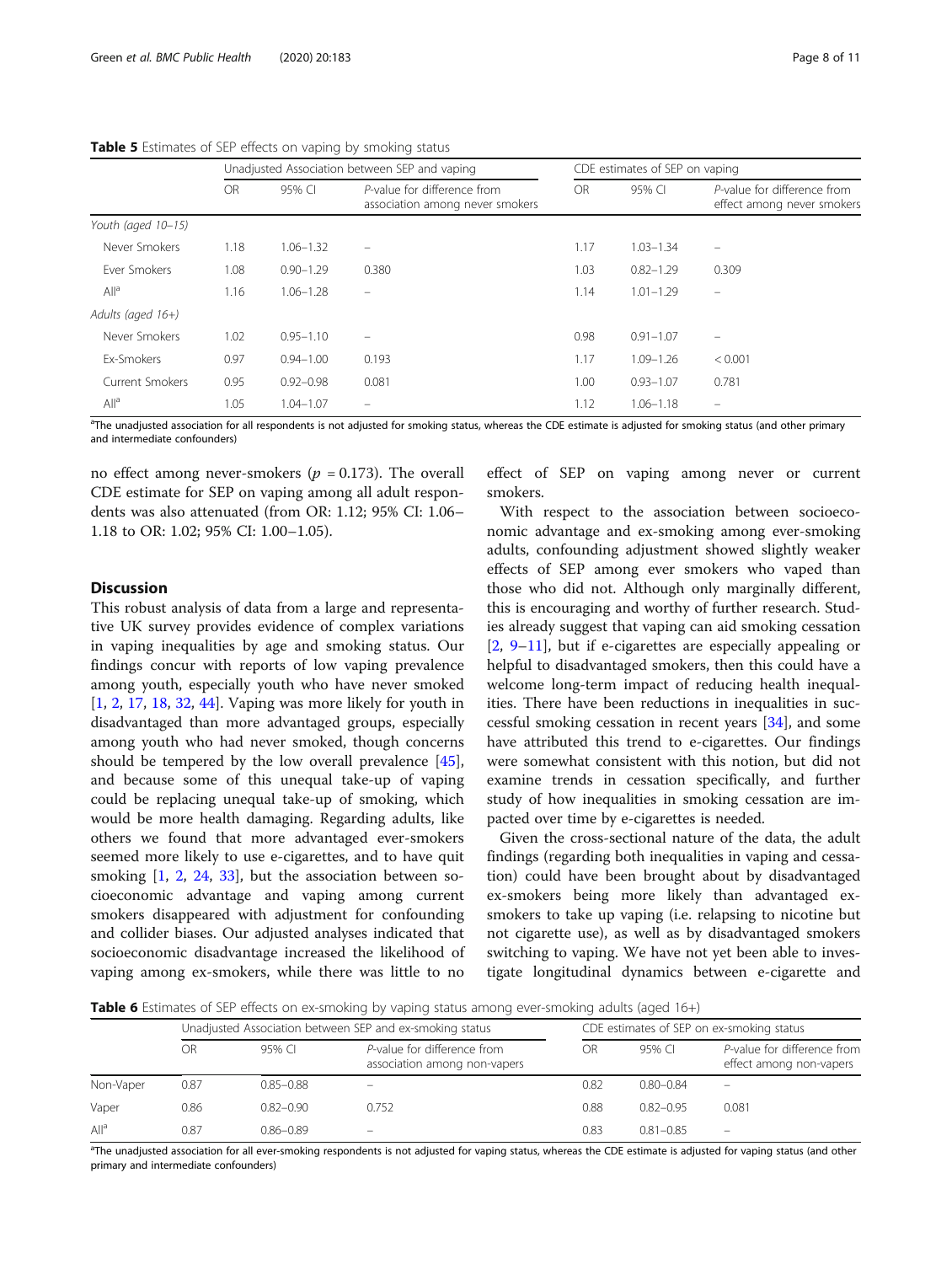**Table 5** Estimates of SEP effects on vaping by smoking status

| | Unadjusted Association between SEP and vaping | | | CDE estimates of SEP on vaping | | |
|---|---|---|---|---|---|---|
| | OR | 95% CI | *P*-value for difference from association among never smokers | OR | 95% CI | *P*-value for difference from effect among never smokers |
| *Youth (aged 10–15)* | | | | | | |
| Never Smokers | 1.18 | 1.06–1.32 | – | 1.17 | 1.03–1.34 | – |
| Ever Smokers | 1.08 | 0.90–1.29 | 0.380 | 1.03 | 0.82–1.29 | 0.309 |
| All[a] | 1.16 | 1.06–1.28 | – | 1.14 | 1.01–1.29 | – |
| *Adults (aged 16+)* | | | | | | |
| Never Smokers | 1.02 | 0.95–1.10 | – | 0.98 | 0.91–1.07 | – |
| Ex-Smokers | 0.97 | 0.94–1.00 | 0.193 | 1.17 | 1.09–1.26 | < 0.001 |
| Current Smokers | 0.95 | 0.92–0.98 | 0.081 | 1.00 | 0.93–1.07 | 0.781 |
| All[a] | 1.05 | 1.04–1.07 | – | 1.12 | 1.06–1.18 | – |

[a]The unadjusted association for all respondents is not adjusted for smoking status, whereas the CDE estimate is adjusted for smoking status (and other primary and intermediate confounders)

no effect among never-smokers ($p$ = 0.173). The overall CDE estimate for SEP on vaping among all adult respondents was also attenuated (from OR: 1.12; 95% CI: 1.06–1.18 to OR: 1.02; 95% CI: 1.00–1.05).

## Discussion

This robust analysis of data from a large and representative UK survey provides evidence of complex variations in vaping inequalities by age and smoking status. Our findings concur with reports of low vaping prevalence among youth, especially youth who have never smoked [1, 2, 17, 18, 32, 44]. Vaping was more likely for youth in disadvantaged than more advantaged groups, especially among youth who had never smoked, though concerns should be tempered by the low overall prevalence [45], and because some of this unequal take-up of vaping could be replacing unequal take-up of smoking, which would be more health damaging. Regarding adults, like others we found that more advantaged ever-smokers seemed more likely to use e-cigarettes, and to have quit smoking [1, 2, 24, 33], but the association between socioeconomic advantage and vaping among current smokers disappeared with adjustment for confounding and collider biases. Our adjusted analyses indicated that socioeconomic disadvantage increased the likelihood of vaping among ex-smokers, while there was little to no effect of SEP on vaping among never or current smokers.

With respect to the association between socioeconomic advantage and ex-smoking among ever-smoking adults, confounding adjustment showed slightly weaker effects of SEP among ever smokers who vaped than those who did not. Although only marginally different, this is encouraging and worthy of further research. Studies already suggest that vaping can aid smoking cessation [2, 9–11], but if e-cigarettes are especially appealing or helpful to disadvantaged smokers, then this could have a welcome long-term impact of reducing health inequalities. There have been reductions in inequalities in successful smoking cessation in recent years [34], and some have attributed this trend to e-cigarettes. Our findings were somewhat consistent with this notion, but did not examine trends in cessation specifically, and further study of how inequalities in smoking cessation are impacted over time by e-cigarettes is needed.

Given the cross-sectional nature of the data, the adult findings (regarding both inequalities in vaping and cessation) could have been brought about by disadvantaged ex-smokers being more likely than advantaged ex-smokers to take up vaping (i.e. relapsing to nicotine but not cigarette use), as well as by disadvantaged smokers switching to vaping. We have not yet been able to investigate longitudinal dynamics between e-cigarette and

**Table 6** Estimates of SEP effects on ex-smoking by vaping status among ever-smoking adults (aged 16+)

| | Unadjusted Association between SEP and ex-smoking status | | | CDE estimates of SEP on ex-smoking status | | |
|---|---|---|---|---|---|---|
| | OR | 95% CI | *P*-value for difference from association among non-vapers | OR | 95% CI | *P*-value for difference from effect among non-vapers |
| Non-Vaper | 0.87 | 0.85–0.88 | – | 0.82 | 0.80–0.84 | – |
| Vaper | 0.86 | 0.82–0.90 | 0.752 | 0.88 | 0.82–0.95 | 0.081 |
| All[a] | 0.87 | 0.86–0.89 | – | 0.83 | 0.81–0.85 | – |

[a]The unadjusted association for all ever-smoking respondents is not adjusted for vaping status, whereas the CDE estimate is adjusted for vaping status (and other primary and intermediate confounders)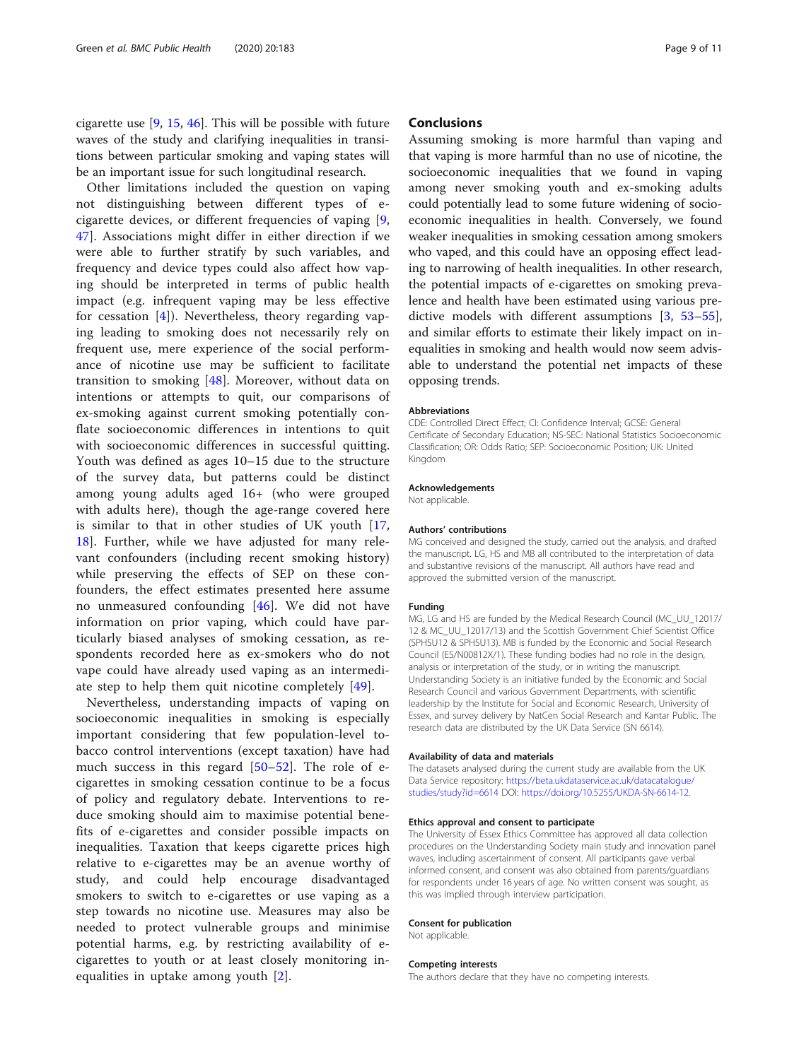cigarette use [9, 15, 46]. This will be possible with future waves of the study and clarifying inequalities in transitions between particular smoking and vaping states will be an important issue for such longitudinal research.

Other limitations included the question on vaping not distinguishing between different types of e-cigarette devices, or different frequencies of vaping [9, 47]. Associations might differ in either direction if we were able to further stratify by such variables, and frequency and device types could also affect how vaping should be interpreted in terms of public health impact (e.g. infrequent vaping may be less effective for cessation [4]). Nevertheless, theory regarding vaping leading to smoking does not necessarily rely on frequent use, mere experience of the social performance of nicotine use may be sufficient to facilitate transition to smoking [48]. Moreover, without data on intentions or attempts to quit, our comparisons of ex-smoking against current smoking potentially conflate socioeconomic differences in intentions to quit with socioeconomic differences in successful quitting. Youth was defined as ages 10–15 due to the structure of the survey data, but patterns could be distinct among young adults aged 16+ (who were grouped with adults here), though the age-range covered here is similar to that in other studies of UK youth [17, 18]. Further, while we have adjusted for many relevant confounders (including recent smoking history) while preserving the effects of SEP on these confounders, the effect estimates presented here assume no unmeasured confounding [46]. We did not have information on prior vaping, which could have particularly biased analyses of smoking cessation, as respondents recorded here as ex-smokers who do not vape could have already used vaping as an intermediate step to help them quit nicotine completely [49].

Nevertheless, understanding impacts of vaping on socioeconomic inequalities in smoking is especially important considering that few population-level tobacco control interventions (except taxation) have had much success in this regard [50–52]. The role of e-cigarettes in smoking cessation continue to be a focus of policy and regulatory debate. Interventions to reduce smoking should aim to maximise potential benefits of e-cigarettes and consider possible impacts on inequalities. Taxation that keeps cigarette prices high relative to e-cigarettes may be an avenue worthy of study, and could help encourage disadvantaged smokers to switch to e-cigarettes or use vaping as a step towards no nicotine use. Measures may also be needed to protect vulnerable groups and minimise potential harms, e.g. by restricting availability of e-cigarettes to youth or at least closely monitoring inequalities in uptake among youth [2].

## Conclusions

Assuming smoking is more harmful than vaping and that vaping is more harmful than no use of nicotine, the socioeconomic inequalities that we found in vaping among never smoking youth and ex-smoking adults could potentially lead to some future widening of socioeconomic inequalities in health. Conversely, we found weaker inequalities in smoking cessation among smokers who vaped, and this could have an opposing effect leading to narrowing of health inequalities. In other research, the potential impacts of e-cigarettes on smoking prevalence and health have been estimated using various predictive models with different assumptions [3, 53–55], and similar efforts to estimate their likely impact on inequalities in smoking and health would now seem advisable to understand the potential net impacts of these opposing trends.

#### Abbreviations

CDE: Controlled Direct Effect; CI: Confidence Interval; GCSE: General Certificate of Secondary Education; NS-SEC: National Statistics Socioeconomic Classification; OR: Odds Ratio; SEP: Socioeconomic Position; UK: United Kingdom

#### Acknowledgements

Not applicable.

#### Authors' contributions

MG conceived and designed the study, carried out the analysis, and drafted the manuscript. LG, HS and MB all contributed to the interpretation of data and substantive revisions of the manuscript. All authors have read and approved the submitted version of the manuscript.

#### Funding

MG, LG and HS are funded by the Medical Research Council (MC_UU_12017/12 & MC_UU_12017/13) and the Scottish Government Chief Scientist Office (SPHSU12 & SPHSU13). MB is funded by the Economic and Social Research Council (ES/N00812X/1). These funding bodies had no role in the design, analysis or interpretation of the study, or in writing the manuscript. Understanding Society is an initiative funded by the Economic and Social Research Council and various Government Departments, with scientific leadership by the Institute for Social and Economic Research, University of Essex, and survey delivery by NatCen Social Research and Kantar Public. The research data are distributed by the UK Data Service (SN 6614).

#### Availability of data and materials

The datasets analysed during the current study are available from the UK Data Service repository: https://beta.ukdataservice.ac.uk/datacatalogue/studies/study?id=6614 DOI: https://doi.org/10.5255/UKDA-SN-6614-12.

#### Ethics approval and consent to participate

The University of Essex Ethics Committee has approved all data collection procedures on the Understanding Society main study and innovation panel waves, including ascertainment of consent. All participants gave verbal informed consent, and consent was also obtained from parents/guardians for respondents under 16 years of age. No written consent was sought, as this was implied through interview participation.

#### Consent for publication

Not applicable.

#### Competing interests

The authors declare that they have no competing interests.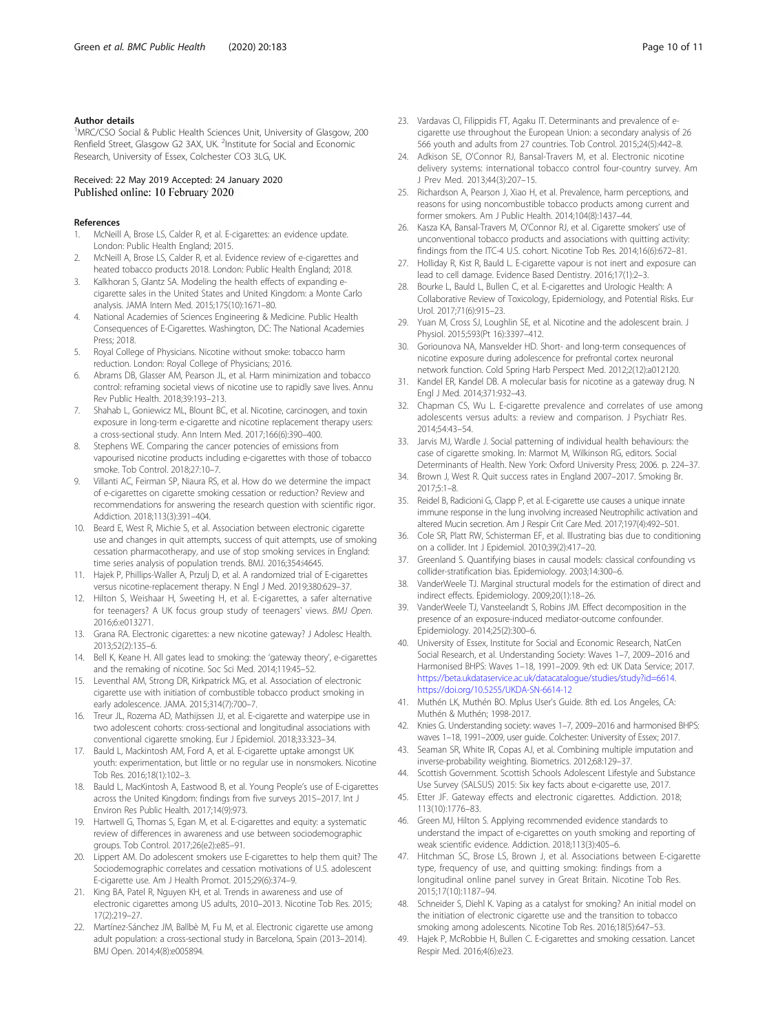## Author details

[1]MRC/CSO Social & Public Health Sciences Unit, University of Glasgow, 200 Renfield Street, Glasgow G2 3AX, UK. [2]Institute for Social and Economic Research, University of Essex, Colchester CO3 3LG, UK.

Received: 22 May 2019 Accepted: 24 January 2020
Published online: 10 February 2020

## References

1. McNeill A, Brose LS, Calder R, et al. E-cigarettes: an evidence update. London: Public Health England; 2015.
2. McNeill A, Brose LS, Calder R, et al. Evidence review of e-cigarettes and heated tobacco products 2018. London: Public Health England; 2018.
3. Kalkhoran S, Glantz SA. Modeling the health effects of expanding e-cigarette sales in the United States and United Kingdom: a Monte Carlo analysis. JAMA Intern Med. 2015;175(10):1671–80.
4. National Academies of Sciences Engineering & Medicine. Public Health Consequences of E-Cigarettes. Washington, DC: The National Academies Press; 2018.
5. Royal College of Physicians. Nicotine without smoke: tobacco harm reduction. London: Royal College of Physicians; 2016.
6. Abrams DB, Glasser AM, Pearson JL, et al. Harm minimization and tobacco control: reframing societal views of nicotine use to rapidly save lives. Annu Rev Public Health. 2018;39:193–213.
7. Shahab L, Goniewicz ML, Blount BC, et al. Nicotine, carcinogen, and toxin exposure in long-term e-cigarette and nicotine replacement therapy users: a cross-sectional study. Ann Intern Med. 2017;166(6):390–400.
8. Stephens WE. Comparing the cancer potencies of emissions from vapourised nicotine products including e-cigarettes with those of tobacco smoke. Tob Control. 2018;27:10–7.
9. Villanti AC, Feirman SP, Niaura RS, et al. How do we determine the impact of e-cigarettes on cigarette smoking cessation or reduction? Review and recommendations for answering the research question with scientific rigor. Addiction. 2018;113(3):391–404.
10. Beard E, West R, Michie S, et al. Association between electronic cigarette use and changes in quit attempts, success of quit attempts, use of smoking cessation pharmacotherapy, and use of stop smoking services in England: time series analysis of population trends. BMJ. 2016;354:i4645.
11. Hajek P, Phillips-Waller A, Przulj D, et al. A randomized trial of E-cigarettes versus nicotine-replacement therapy. N Engl J Med. 2019;380:629–37.
12. Hilton S, Weishaar H, Sweeting H, et al. E-cigarettes, a safer alternative for teenagers? A UK focus group study of teenagers' views. *BMJ Open*. 2016;6:e013271.
13. Grana RA. Electronic cigarettes: a new nicotine gateway? J Adolesc Health. 2013;52(2):135–6.
14. Bell K, Keane H. All gates lead to smoking: the 'gateway theory', e-cigarettes and the remaking of nicotine. Soc Sci Med. 2014;119:45–52.
15. Leventhal AM, Strong DR, Kirkpatrick MG, et al. Association of electronic cigarette use with initiation of combustible tobacco product smoking in early adolescence. JAMA. 2015;314(7):700–7.
16. Treur JL, Rozema AD, Mathijssen JJ, et al. E-cigarette and waterpipe use in two adolescent cohorts: cross-sectional and longitudinal associations with conventional cigarette smoking. Eur J Epidemiol. 2018;33:323–34.
17. Bauld L, Mackintosh AM, Ford A, et al. E-cigarette uptake amongst UK youth: experimentation, but little or no regular use in nonsmokers. Nicotine Tob Res. 2016;18(1):102–3.
18. Bauld L, MacKintosh A, Eastwood B, et al. Young People's use of E-cigarettes across the United Kingdom: findings from five surveys 2015–2017. Int J Environ Res Public Health. 2017;14(9):973.
19. Hartwell G, Thomas S, Egan M, et al. E-cigarettes and equity: a systematic review of differences in awareness and use between sociodemographic groups. Tob Control. 2017;26(e2):e85–91.
20. Lippert AM. Do adolescent smokers use E-cigarettes to help them quit? The Sociodemographic correlates and cessation motivations of U.S. adolescent E-cigarette use. Am J Health Promot. 2015;29(6):374–9.
21. King BA, Patel R, Nguyen KH, et al. Trends in awareness and use of electronic cigarettes among US adults, 2010–2013. Nicotine Tob Res. 2015; 17(2):219–27.
22. Martínez-Sánchez JM, Ballbè M, Fu M, et al. Electronic cigarette use among adult population: a cross-sectional study in Barcelona, Spain (2013–2014). BMJ Open. 2014;4(8):e005894.
23. Vardavas CI, Filippidis FT, Agaku IT. Determinants and prevalence of e-cigarette use throughout the European Union: a secondary analysis of 26 566 youth and adults from 27 countries. Tob Control. 2015;24(5):442–8.
24. Adkison SE, O'Connor RJ, Bansal-Travers M, et al. Electronic nicotine delivery systems: international tobacco control four-country survey. Am J Prev Med. 2013;44(3):207–15.
25. Richardson A, Pearson J, Xiao H, et al. Prevalence, harm perceptions, and reasons for using noncombustible tobacco products among current and former smokers. Am J Public Health. 2014;104(8):1437–44.
26. Kasza KA, Bansal-Travers M, O'Connor RJ, et al. Cigarette smokers' use of unconventional tobacco products and associations with quitting activity: findings from the ITC-4 U.S. cohort. Nicotine Tob Res. 2014;16(6):672–81.
27. Holliday R, Kist R, Bauld L. E-cigarette vapour is not inert and exposure can lead to cell damage. Evidence Based Dentistry. 2016;17(1):2–3.
28. Bourke L, Bauld L, Bullen C, et al. E-cigarettes and Urologic Health: A Collaborative Review of Toxicology, Epidemiology, and Potential Risks. Eur Urol. 2017;71(6):915–23.
29. Yuan M, Cross SJ, Loughlin SE, et al. Nicotine and the adolescent brain. J Physiol. 2015;593(Pt 16):3397–412.
30. Goriounova NA, Mansvelder HD. Short- and long-term consequences of nicotine exposure during adolescence for prefrontal cortex neuronal network function. Cold Spring Harb Perspect Med. 2012;2(12):a012120.
31. Kandel ER, Kandel DB. A molecular basis for nicotine as a gateway drug. N Engl J Med. 2014;371:932–43.
32. Chapman CS, Wu L. E-cigarette prevalence and correlates of use among adolescents versus adults: a review and comparison. J Psychiatr Res. 2014;54:43–54.
33. Jarvis MJ, Wardle J. Social patterning of individual health behaviours: the case of cigarette smoking. In: Marmot M, Wilkinson RG, editors. Social Determinants of Health. New York: Oxford University Press; 2006. p. 224–37.
34. Brown J, West R. Quit success rates in England 2007–2017. Smoking Br. 2017;5:1–8.
35. Reidel B, Radicioni G, Clapp P, et al. E-cigarette use causes a unique innate immune response in the lung involving increased Neutrophilic activation and altered Mucin secretion. Am J Respir Crit Care Med. 2017;197(4):492–501.
36. Cole SR, Platt RW, Schisterman EF, et al. Illustrating bias due to conditioning on a collider. Int J Epidemiol. 2010;39(2):417–20.
37. Greenland S. Quantifying biases in causal models: classical confounding vs collider-stratification bias. Epidemiology. 2003;14:300–6.
38. VanderWeele TJ. Marginal structural models for the estimation of direct and indirect effects. Epidemiology. 2009;20(1):18–26.
39. VanderWeele TJ, Vansteelandt S, Robins JM. Effect decomposition in the presence of an exposure-induced mediator-outcome confounder. Epidemiology. 2014;25(2):300–6.
40. University of Essex, Institute for Social and Economic Research, NatCen Social Research, et al. Understanding Society: Waves 1–7, 2009–2016 and Harmonised BHPS: Waves 1–18, 1991–2009. 9th ed: UK Data Service; 2017. https://beta.ukdataservice.ac.uk/datacatalogue/studies/study?id=6614. https://doi.org/10.5255/UKDA-SN-6614-12
41. Muthén LK, Muthén BO. Mplus User's Guide. 8th ed. Los Angeles, CA: Muthén & Muthén; 1998-2017.
42. Knies G. Understanding society: waves 1–7, 2009–2016 and harmonised BHPS: waves 1–18, 1991–2009, user guide. Colchester: University of Essex; 2017.
43. Seaman SR, White IR, Copas AJ, et al. Combining multiple imputation and inverse-probability weighting. Biometrics. 2012;68:129–37.
44. Scottish Government. Scottish Schools Adolescent Lifestyle and Substance Use Survey (SALSUS) 2015: Six key facts about e-cigarette use, 2017.
45. Etter JF. Gateway effects and electronic cigarettes. Addiction. 2018; 113(10):1776–83.
46. Green MJ, Hilton S. Applying recommended evidence standards to understand the impact of e-cigarettes on youth smoking and reporting of weak scientific evidence. Addiction. 2018;113(3):405–6.
47. Hitchman SC, Brose LS, Brown J, et al. Associations between E-cigarette type, frequency of use, and quitting smoking: findings from a longitudinal online panel survey in Great Britain. Nicotine Tob Res. 2015;17(10):1187–94.
48. Schneider S, Diehl K. Vaping as a catalyst for smoking? An initial model on the initiation of electronic cigarette use and the transition to tobacco smoking among adolescents. Nicotine Tob Res. 2016;18(5):647–53.
49. Hajek P, McRobbie H, Bullen C. E-cigarettes and smoking cessation. Lancet Respir Med. 2016;4(6):e23.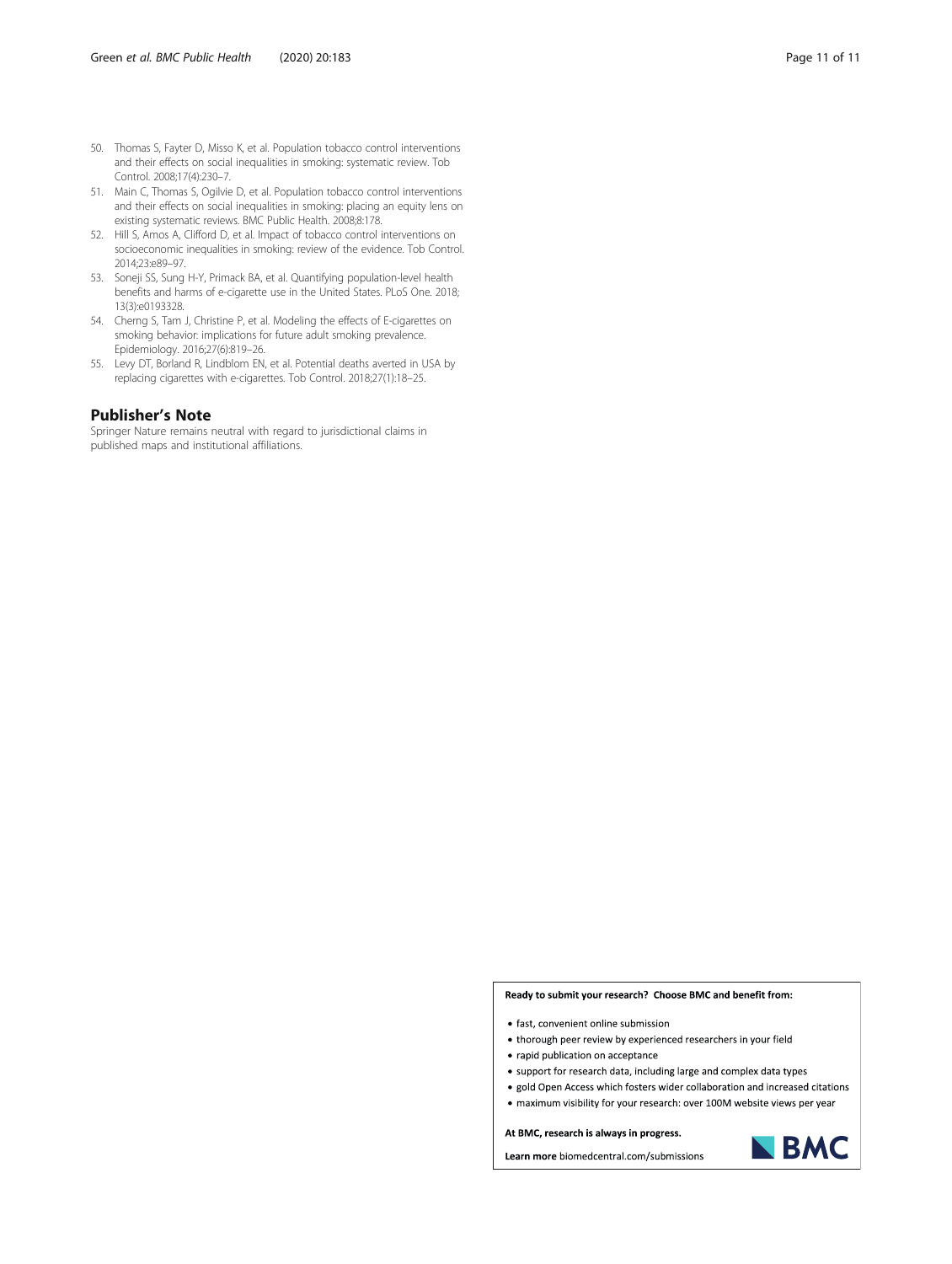50. Thomas S, Fayter D, Misso K, et al. Population tobacco control interventions and their effects on social inequalities in smoking: systematic review. Tob Control. 2008;17(4):230–7.
51. Main C, Thomas S, Ogilvie D, et al. Population tobacco control interventions and their effects on social inequalities in smoking: placing an equity lens on existing systematic reviews. BMC Public Health. 2008;8:178.
52. Hill S, Amos A, Clifford D, et al. Impact of tobacco control interventions on socioeconomic inequalities in smoking: review of the evidence. Tob Control. 2014;23:e89–97.
53. Soneji SS, Sung H-Y, Primack BA, et al. Quantifying population-level health benefits and harms of e-cigarette use in the United States. PLoS One. 2018; 13(3):e0193328.
54. Cherng S, Tam J, Christine P, et al. Modeling the effects of E-cigarettes on smoking behavior: implications for future adult smoking prevalence. Epidemiology. 2016;27(6):819–26.
55. Levy DT, Borland R, Lindblom EN, et al. Potential deaths averted in USA by replacing cigarettes with e-cigarettes. Tob Control. 2018;27(1):18–25.

## Publisher's Note

Springer Nature remains neutral with regard to jurisdictional claims in published maps and institutional affiliations.

**Ready to submit your research? Choose BMC and benefit from:**

- fast, convenient online submission
- thorough peer review by experienced researchers in your field
- rapid publication on acceptance
- support for research data, including large and complex data types
- gold Open Access which fosters wider collaboration and increased citations
- maximum visibility for your research: over 100M website views per year

**At BMC, research is always in progress.**

**Learn more** biomedcentral.com/submissions

BMC